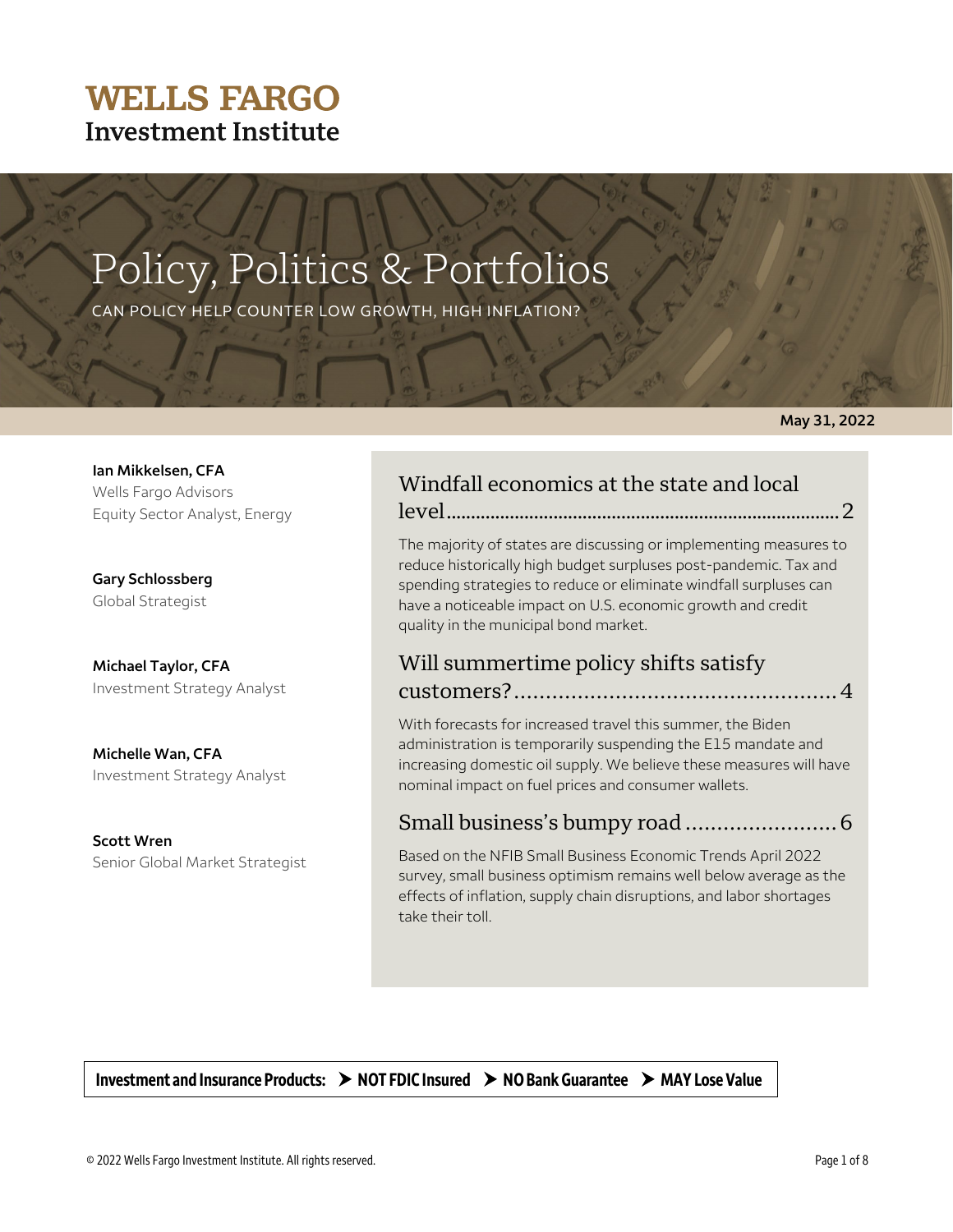**WELLS FARGO**
**Investment Institute**

# Policy, Politics & Portfolios

CAN POLICY HELP COUNTER LOW GROWTH, HIGH INFLATION?

**May 31, 2022**

**Ian Mikkelsen, CFA**
Wells Fargo Advisors
Equity Sector Analyst, Energy

**Gary Schlossberg**
Global Strategist

**Michael Taylor, CFA**
Investment Strategy Analyst

**Michelle Wan, CFA**
Investment Strategy Analyst

**Scott Wren**
Senior Global Market Strategist

## Windfall economics at the state and local level ........ 2

The majority of states are discussing or implementing measures to reduce historically high budget surpluses post-pandemic. Tax and spending strategies to reduce or eliminate windfall surpluses can have a noticeable impact on U.S. economic growth and credit quality in the municipal bond market.

## Will summertime policy shifts satisfy customers? ........ 4

With forecasts for increased travel this summer, the Biden administration is temporarily suspending the E15 mandate and increasing domestic oil supply. We believe these measures will have nominal impact on fuel prices and consumer wallets.

## Small business's bumpy road ........ 6

Based on the NFIB Small Business Economic Trends April 2022 survey, small business optimism remains well below average as the effects of inflation, supply chain disruptions, and labor shortages take their toll.

**Investment and Insurance Products: ➤ NOT FDIC Insured ➤ NO Bank Guarantee ➤ MAY Lose Value**

© 2022 Wells Fargo Investment Institute. All rights reserved.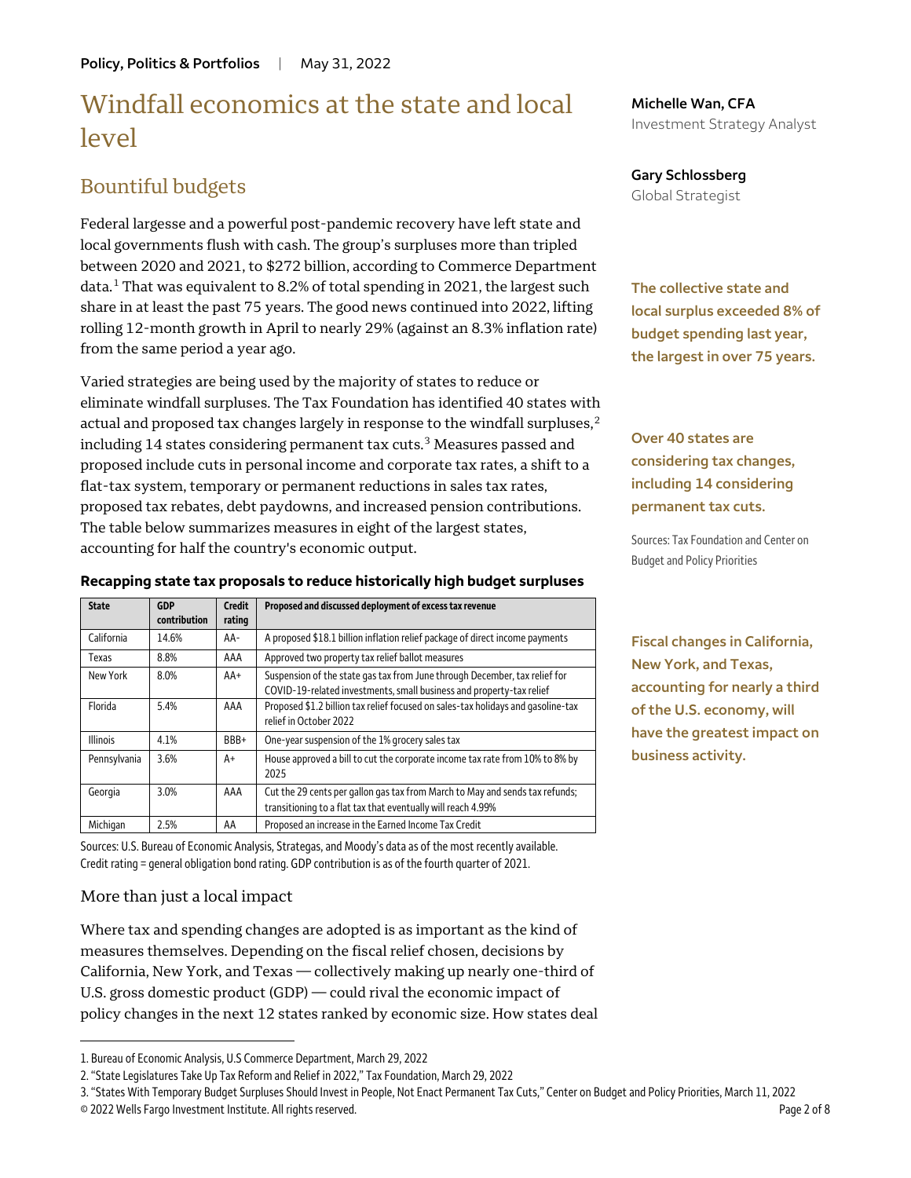# Windfall economics at the state and local level

Michelle Wan, CFA
Investment Strategy Analyst

Gary Schlossberg
Global Strategist

## Bountiful budgets

Federal largesse and a powerful post-pandemic recovery have left state and local governments flush with cash. The group's surpluses more than tripled between 2020 and 2021, to $272 billion, according to Commerce Department data.[1] That was equivalent to 8.2% of total spending in 2021, the largest such share in at least the past 75 years. The good news continued into 2022, lifting rolling 12-month growth in April to nearly 29% (against an 8.3% inflation rate) from the same period a year ago.

**The collective state and local surplus exceeded 8% of budget spending last year, the largest in over 75 years.**

Varied strategies are being used by the majority of states to reduce or eliminate windfall surpluses. The Tax Foundation has identified 40 states with actual and proposed tax changes largely in response to the windfall surpluses,[2] including 14 states considering permanent tax cuts.[3] Measures passed and proposed include cuts in personal income and corporate tax rates, a shift to a flat-tax system, temporary or permanent reductions in sales tax rates, proposed tax rebates, debt paydowns, and increased pension contributions. The table below summarizes measures in eight of the largest states, accounting for half the country's economic output.

**Over 40 states are considering tax changes, including 14 considering permanent tax cuts.**

Sources: Tax Foundation and Center on Budget and Policy Priorities

**Recapping state tax proposals to reduce historically high budget surpluses**

| State | GDP contribution | Credit rating | Proposed and discussed deployment of excess tax revenue |
|---|---|---|---|
| California | 14.6% | AA- | A proposed $18.1 billion inflation relief package of direct income payments |
| Texas | 8.8% | AAA | Approved two property tax relief ballot measures |
| New York | 8.0% | AA+ | Suspension of the state gas tax from June through December, tax relief for COVID-19-related investments, small business and property-tax relief |
| Florida | 5.4% | AAA | Proposed $1.2 billion tax relief focused on sales-tax holidays and gasoline-tax relief in October 2022 |
| Illinois | 4.1% | BBB+ | One-year suspension of the 1% grocery sales tax |
| Pennsylvania | 3.6% | A+ | House approved a bill to cut the corporate income tax rate from 10% to 8% by 2025 |
| Georgia | 3.0% | AAA | Cut the 29 cents per gallon gas tax from March to May and sends tax refunds; transitioning to a flat tax that eventually will reach 4.99% |
| Michigan | 2.5% | AA | Proposed an increase in the Earned Income Tax Credit |

Sources: U.S. Bureau of Economic Analysis, Strategas, and Moody's data as of the most recently available. Credit rating = general obligation bond rating. GDP contribution is as of the fourth quarter of 2021.

**Fiscal changes in California, New York, and Texas, accounting for nearly a third of the U.S. economy, will have the greatest impact on business activity.**

### More than just a local impact

Where tax and spending changes are adopted is as important as the kind of measures themselves. Depending on the fiscal relief chosen, decisions by California, New York, and Texas — collectively making up nearly one-third of U.S. gross domestic product (GDP) — could rival the economic impact of policy changes in the next 12 states ranked by economic size. How states deal

1. Bureau of Economic Analysis, U.S Commerce Department, March 29, 2022
2. "State Legislatures Take Up Tax Reform and Relief in 2022," Tax Foundation, March 29, 2022
3. "States With Temporary Budget Surpluses Should Invest in People, Not Enact Permanent Tax Cuts," Center on Budget and Policy Priorities, March 11, 2022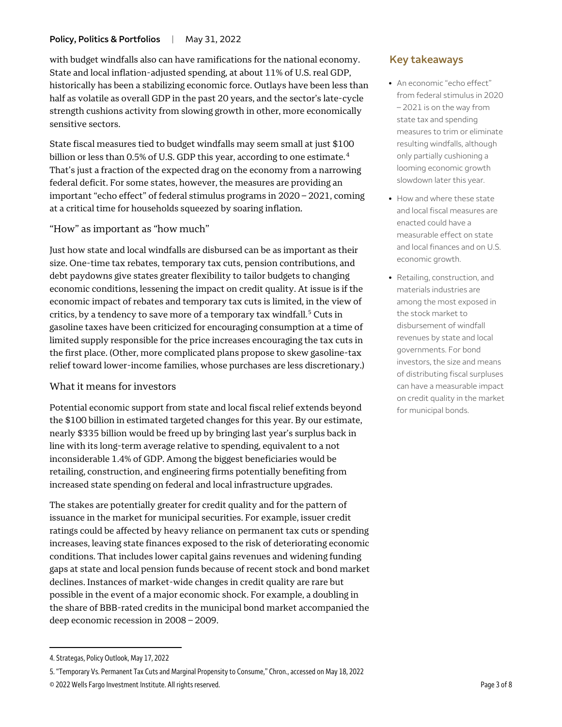with budget windfalls also can have ramifications for the national economy. State and local inflation-adjusted spending, at about 11% of U.S. real GDP, historically has been a stabilizing economic force. Outlays have been less than half as volatile as overall GDP in the past 20 years, and the sector's late-cycle strength cushions activity from slowing growth in other, more economically sensitive sectors.

State fiscal measures tied to budget windfalls may seem small at just $100 billion or less than 0.5% of U.S. GDP this year, according to one estimate.[4] That's just a fraction of the expected drag on the economy from a narrowing federal deficit. For some states, however, the measures are providing an important "echo effect" of federal stimulus programs in 2020 – 2021, coming at a critical time for households squeezed by soaring inflation.

### "How" as important as "how much"

Just how state and local windfalls are disbursed can be as important as their size. One-time tax rebates, temporary tax cuts, pension contributions, and debt paydowns give states greater flexibility to tailor budgets to changing economic conditions, lessening the impact on credit quality. At issue is if the economic impact of rebates and temporary tax cuts is limited, in the view of critics, by a tendency to save more of a temporary tax windfall.[5] Cuts in gasoline taxes have been criticized for encouraging consumption at a time of limited supply responsible for the price increases encouraging the tax cuts in the first place. (Other, more complicated plans propose to skew gasoline-tax relief toward lower-income families, whose purchases are less discretionary.)

### What it means for investors

Potential economic support from state and local fiscal relief extends beyond the $100 billion in estimated targeted changes for this year. By our estimate, nearly $335 billion would be freed up by bringing last year's surplus back in line with its long-term average relative to spending, equivalent to a not inconsiderable 1.4% of GDP. Among the biggest beneficiaries would be retailing, construction, and engineering firms potentially benefiting from increased state spending on federal and local infrastructure upgrades.

The stakes are potentially greater for credit quality and for the pattern of issuance in the market for municipal securities. For example, issuer credit ratings could be affected by heavy reliance on permanent tax cuts or spending increases, leaving state finances exposed to the risk of deteriorating economic conditions. That includes lower capital gains revenues and widening funding gaps at state and local pension funds because of recent stock and bond market declines. Instances of market-wide changes in credit quality are rare but possible in the event of a major economic shock. For example, a doubling in the share of BBB-rated credits in the municipal bond market accompanied the deep economic recession in 2008 – 2009.

## Key takeaways

- An economic "echo effect" from federal stimulus in 2020 – 2021 is on the way from state tax and spending measures to trim or eliminate resulting windfalls, although only partially cushioning a looming economic growth slowdown later this year.
- How and where these state and local fiscal measures are enacted could have a measurable effect on state and local finances and on U.S. economic growth.
- Retailing, construction, and materials industries are among the most exposed in the stock market to disbursement of windfall revenues by state and local governments. For bond investors, the size and means of distributing fiscal surpluses can have a measurable impact on credit quality in the market for municipal bonds.

---

4. Strategas, Policy Outlook, May 17, 2022

5. "Temporary Vs. Permanent Tax Cuts and Marginal Propensity to Consume," Chron., accessed on May 18, 2022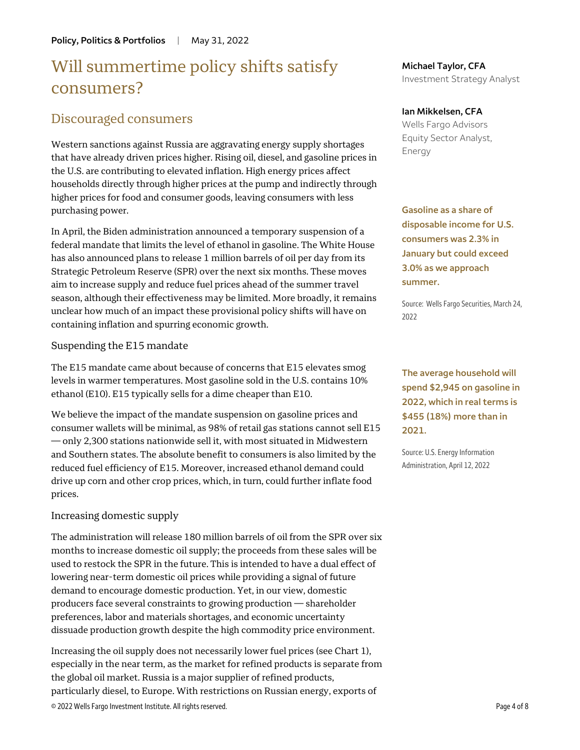# Will summertime policy shifts satisfy consumers?

**Michael Taylor, CFA**
Investment Strategy Analyst

**Ian Mikkelsen, CFA**
Wells Fargo Advisors
Equity Sector Analyst, Energy

## Discouraged consumers

Western sanctions against Russia are aggravating energy supply shortages that have already driven prices higher. Rising oil, diesel, and gasoline prices in the U.S. are contributing to elevated inflation. High energy prices affect households directly through higher prices at the pump and indirectly through higher prices for food and consumer goods, leaving consumers with less purchasing power.

In April, the Biden administration announced a temporary suspension of a federal mandate that limits the level of ethanol in gasoline. The White House has also announced plans to release 1 million barrels of oil per day from its Strategic Petroleum Reserve (SPR) over the next six months. These moves aim to increase supply and reduce fuel prices ahead of the summer travel season, although their effectiveness may be limited. More broadly, it remains unclear how much of an impact these provisional policy shifts will have on containing inflation and spurring economic growth.

**Gasoline as a share of disposable income for U.S. consumers was 2.3% in January but could exceed 3.0% as we approach summer.**

Source: Wells Fargo Securities, March 24, 2022

### Suspending the E15 mandate

The E15 mandate came about because of concerns that E15 elevates smog levels in warmer temperatures. Most gasoline sold in the U.S. contains 10% ethanol (E10). E15 typically sells for a dime cheaper than E10.

We believe the impact of the mandate suspension on gasoline prices and consumer wallets will be minimal, as 98% of retail gas stations cannot sell E15 — only 2,300 stations nationwide sell it, with most situated in Midwestern and Southern states. The absolute benefit to consumers is also limited by the reduced fuel efficiency of E15. Moreover, increased ethanol demand could drive up corn and other crop prices, which, in turn, could further inflate food prices.

**The average household will spend $2,945 on gasoline in 2022, which in real terms is $455 (18%) more than in 2021.**

Source: U.S. Energy Information Administration, April 12, 2022

### Increasing domestic supply

The administration will release 180 million barrels of oil from the SPR over six months to increase domestic oil supply; the proceeds from these sales will be used to restock the SPR in the future. This is intended to have a dual effect of lowering near-term domestic oil prices while providing a signal of future demand to encourage domestic production. Yet, in our view, domestic producers face several constraints to growing production — shareholder preferences, labor and materials shortages, and economic uncertainty dissuade production growth despite the high commodity price environment.

Increasing the oil supply does not necessarily lower fuel prices (see Chart 1), especially in the near term, as the market for refined products is separate from the global oil market. Russia is a major supplier of refined products, particularly diesel, to Europe. With restrictions on Russian energy, exports of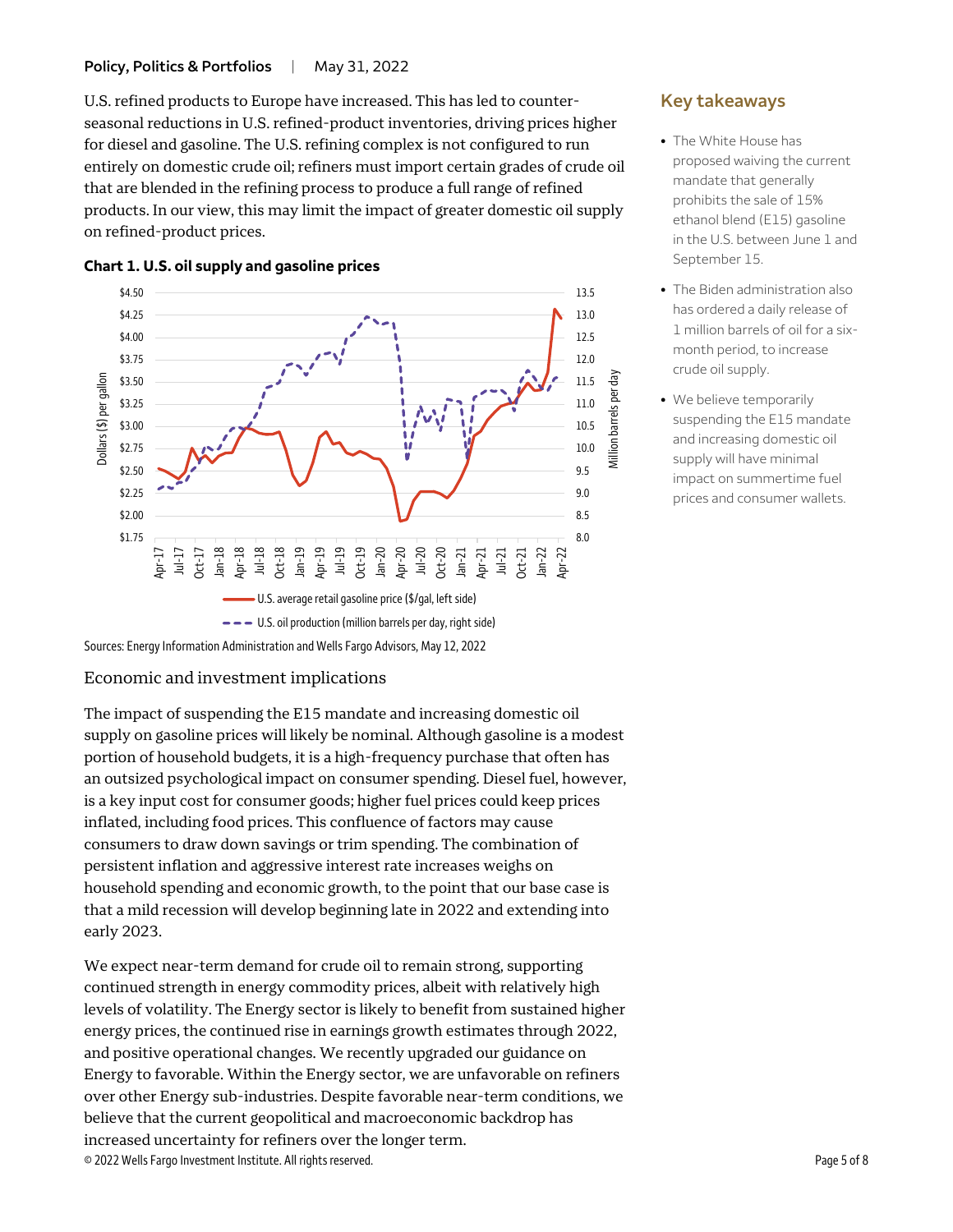U.S. refined products to Europe have increased. This has led to counter-seasonal reductions in U.S. refined-product inventories, driving prices higher for diesel and gasoline. The U.S. refining complex is not configured to run entirely on domestic crude oil; refiners must import certain grades of crude oil that are blended in the refining process to produce a full range of refined products. In our view, this may limit the impact of greater domestic oil supply on refined-product prices.

**Chart 1. U.S. oil supply and gasoline prices**

Sources: Energy Information Administration and Wells Fargo Advisors, May 12, 2022

## Key takeaways

- The White House has proposed waiving the current mandate that generally prohibits the sale of 15% ethanol blend (E15) gasoline in the U.S. between June 1 and September 15.
- The Biden administration also has ordered a daily release of 1 million barrels of oil for a six-month period, to increase crude oil supply.
- We believe temporarily suspending the E15 mandate and increasing domestic oil supply will have minimal impact on summertime fuel prices and consumer wallets.

## Economic and investment implications

The impact of suspending the E15 mandate and increasing domestic oil supply on gasoline prices will likely be nominal. Although gasoline is a modest portion of household budgets, it is a high-frequency purchase that often has an outsized psychological impact on consumer spending. Diesel fuel, however, is a key input cost for consumer goods; higher fuel prices could keep prices inflated, including food prices. This confluence of factors may cause consumers to draw down savings or trim spending. The combination of persistent inflation and aggressive interest rate increases weighs on household spending and economic growth, to the point that our base case is that a mild recession will develop beginning late in 2022 and extending into early 2023.

We expect near-term demand for crude oil to remain strong, supporting continued strength in energy commodity prices, albeit with relatively high levels of volatility. The Energy sector is likely to benefit from sustained higher energy prices, the continued rise in earnings growth estimates through 2022, and positive operational changes. We recently upgraded our guidance on Energy to favorable. Within the Energy sector, we are unfavorable on refiners over other Energy sub-industries. Despite favorable near-term conditions, we believe that the current geopolitical and macroeconomic backdrop has increased uncertainty for refiners over the longer term.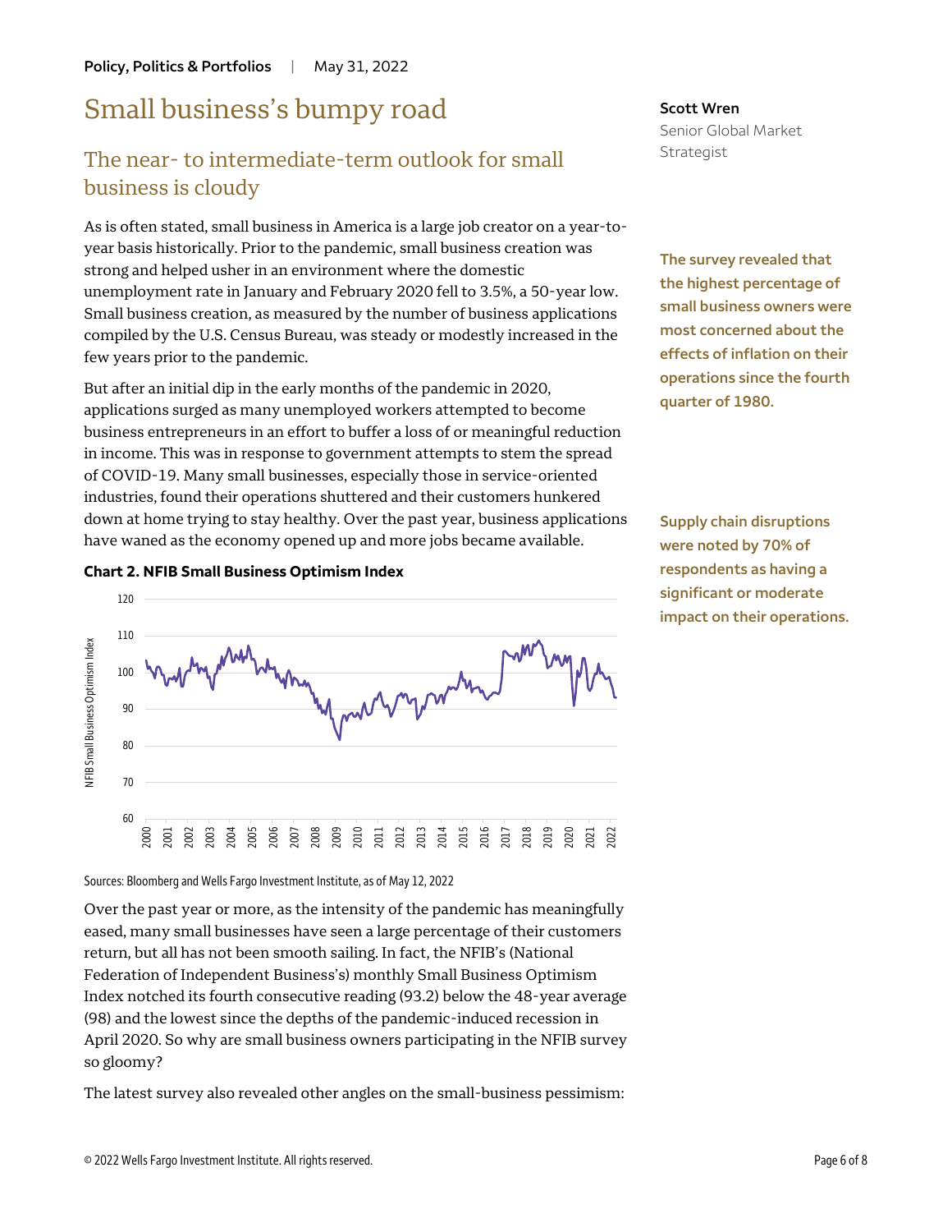Policy, Politics & Portfolios | May 31, 2022

# Small business's bumpy road

## The near- to intermediate-term outlook for small business is cloudy

**Scott Wren**
Senior Global Market Strategist

As is often stated, small business in America is a large job creator on a year-to-year basis historically. Prior to the pandemic, small business creation was strong and helped usher in an environment where the domestic unemployment rate in January and February 2020 fell to 3.5%, a 50-year low. Small business creation, as measured by the number of business applications compiled by the U.S. Census Bureau, was steady or modestly increased in the few years prior to the pandemic.

**The survey revealed that the highest percentage of small business owners were most concerned about the effects of inflation on their operations since the fourth quarter of 1980.**

But after an initial dip in the early months of the pandemic in 2020, applications surged as many unemployed workers attempted to become business entrepreneurs in an effort to buffer a loss of or meaningful reduction in income. This was in response to government attempts to stem the spread of COVID-19. Many small businesses, especially those in service-oriented industries, found their operations shuttered and their customers hunkered down at home trying to stay healthy. Over the past year, business applications have waned as the economy opened up and more jobs became available.

**Supply chain disruptions were noted by 70% of respondents as having a significant or moderate impact on their operations.**

**Chart 2. NFIB Small Business Optimism Index**

Sources: Bloomberg and Wells Fargo Investment Institute, as of May 12, 2022

Over the past year or more, as the intensity of the pandemic has meaningfully eased, many small businesses have seen a large percentage of their customers return, but all has not been smooth sailing. In fact, the NFIB's (National Federation of Independent Business's) monthly Small Business Optimism Index notched its fourth consecutive reading (93.2) below the 48-year average (98) and the lowest since the depths of the pandemic-induced recession in April 2020. So why are small business owners participating in the NFIB survey so gloomy?

The latest survey also revealed other angles on the small-business pessimism: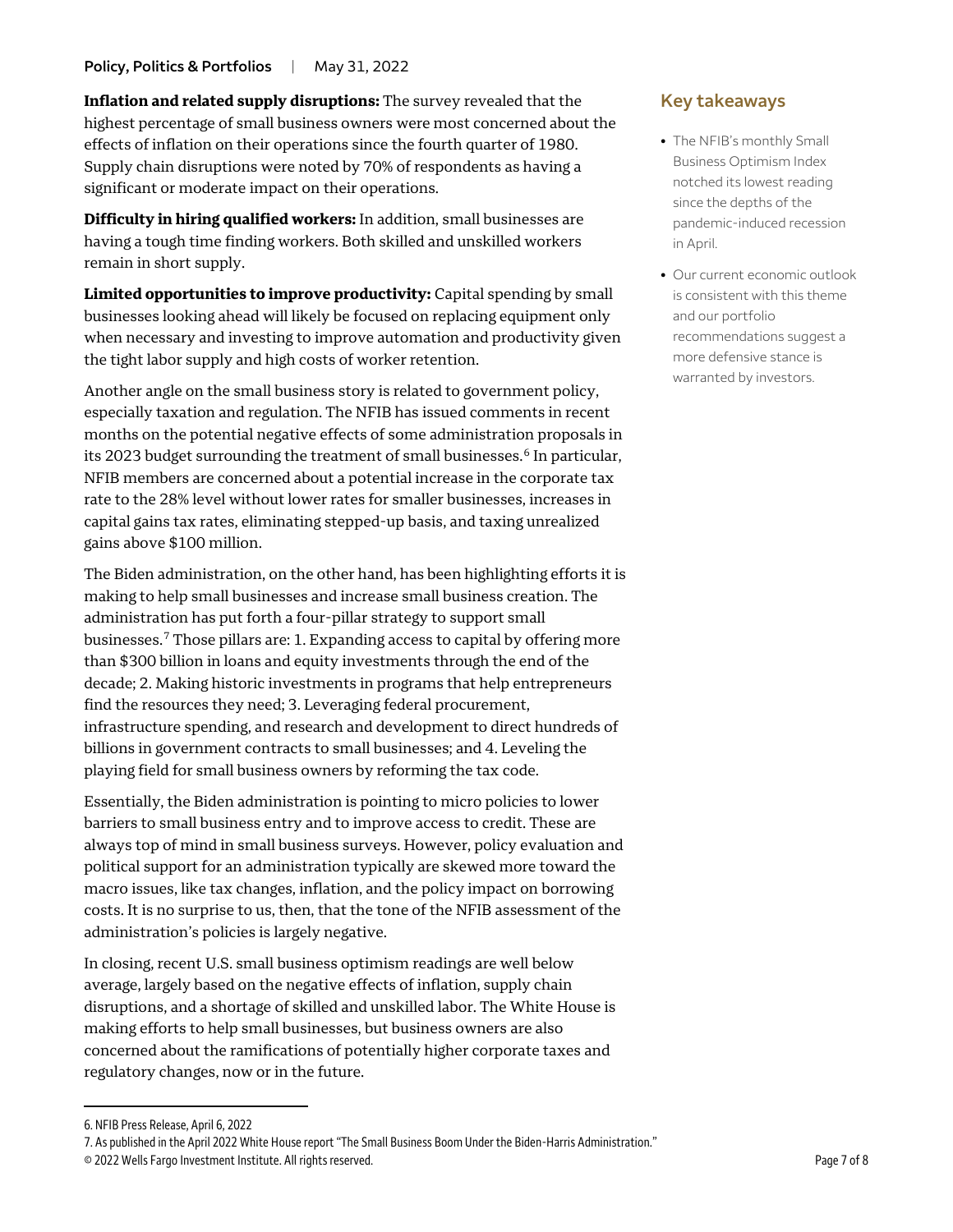**Inflation and related supply disruptions:** The survey revealed that the highest percentage of small business owners were most concerned about the effects of inflation on their operations since the fourth quarter of 1980. Supply chain disruptions were noted by 70% of respondents as having a significant or moderate impact on their operations.

**Difficulty in hiring qualified workers:** In addition, small businesses are having a tough time finding workers. Both skilled and unskilled workers remain in short supply.

**Limited opportunities to improve productivity:** Capital spending by small businesses looking ahead will likely be focused on replacing equipment only when necessary and investing to improve automation and productivity given the tight labor supply and high costs of worker retention.

Another angle on the small business story is related to government policy, especially taxation and regulation. The NFIB has issued comments in recent months on the potential negative effects of some administration proposals in its 2023 budget surrounding the treatment of small businesses.[6] In particular, NFIB members are concerned about a potential increase in the corporate tax rate to the 28% level without lower rates for smaller businesses, increases in capital gains tax rates, eliminating stepped-up basis, and taxing unrealized gains above $100 million.

The Biden administration, on the other hand, has been highlighting efforts it is making to help small businesses and increase small business creation. The administration has put forth a four-pillar strategy to support small businesses.[7] Those pillars are: 1. Expanding access to capital by offering more than $300 billion in loans and equity investments through the end of the decade; 2. Making historic investments in programs that help entrepreneurs find the resources they need; 3. Leveraging federal procurement, infrastructure spending, and research and development to direct hundreds of billions in government contracts to small businesses; and 4. Leveling the playing field for small business owners by reforming the tax code.

Essentially, the Biden administration is pointing to micro policies to lower barriers to small business entry and to improve access to credit. These are always top of mind in small business surveys. However, policy evaluation and political support for an administration typically are skewed more toward the macro issues, like tax changes, inflation, and the policy impact on borrowing costs. It is no surprise to us, then, that the tone of the NFIB assessment of the administration's policies is largely negative.

In closing, recent U.S. small business optimism readings are well below average, largely based on the negative effects of inflation, supply chain disruptions, and a shortage of skilled and unskilled labor. The White House is making efforts to help small businesses, but business owners are also concerned about the ramifications of potentially higher corporate taxes and regulatory changes, now or in the future.

## Key takeaways

- The NFIB's monthly Small Business Optimism Index notched its lowest reading since the depths of the pandemic-induced recession in April.
- Our current economic outlook is consistent with this theme and our portfolio recommendations suggest a more defensive stance is warranted by investors.

---

6. NFIB Press Release, April 6, 2022

7. As published in the April 2022 White House report "The Small Business Boom Under the Biden-Harris Administration."

© 2022 Wells Fargo Investment Institute. All rights reserved.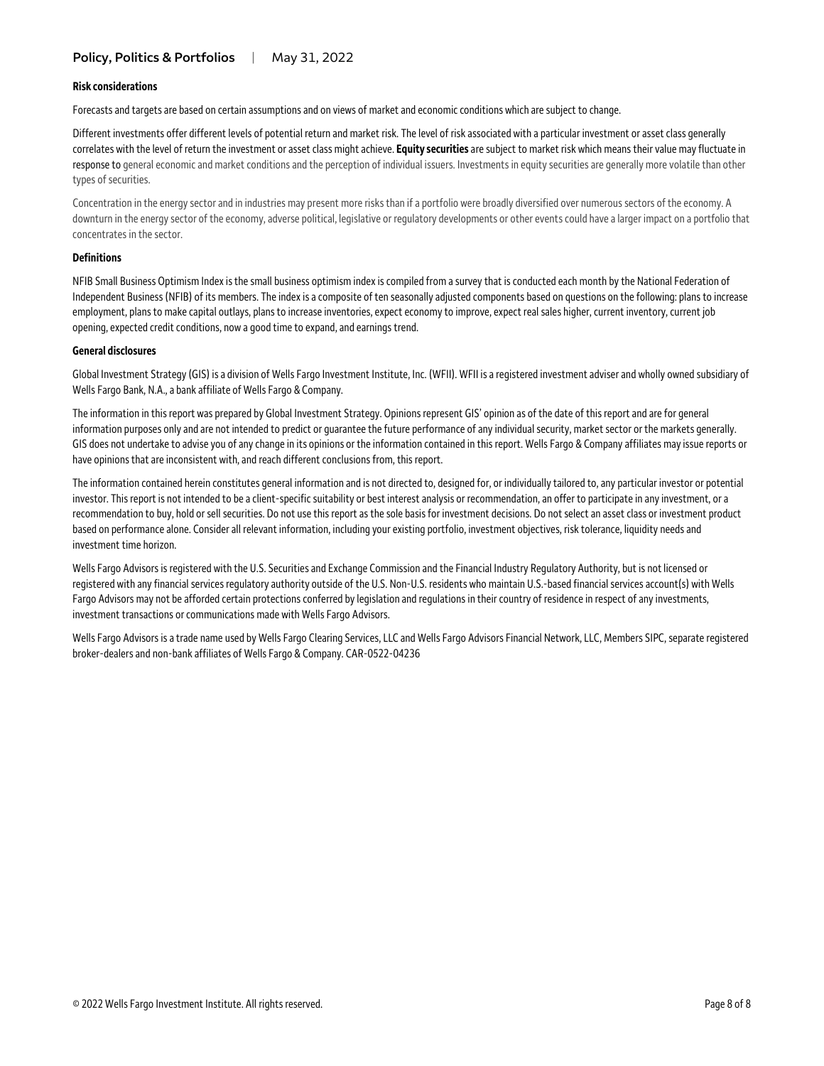**Risk considerations**

Forecasts and targets are based on certain assumptions and on views of market and economic conditions which are subject to change.

Different investments offer different levels of potential return and market risk. The level of risk associated with a particular investment or asset class generally correlates with the level of return the investment or asset class might achieve. **Equity securities** are subject to market risk which means their value may fluctuate in response to general economic and market conditions and the perception of individual issuers. Investments in equity securities are generally more volatile than other types of securities.

Concentration in the energy sector and in industries may present more risks than if a portfolio were broadly diversified over numerous sectors of the economy. A downturn in the energy sector of the economy, adverse political, legislative or regulatory developments or other events could have a larger impact on a portfolio that concentrates in the sector.

**Definitions**

NFIB Small Business Optimism Index is the small business optimism index is compiled from a survey that is conducted each month by the National Federation of Independent Business (NFIB) of its members. The index is a composite of ten seasonally adjusted components based on questions on the following: plans to increase employment, plans to make capital outlays, plans to increase inventories, expect economy to improve, expect real sales higher, current inventory, current job opening, expected credit conditions, now a good time to expand, and earnings trend.

**General disclosures**

Global Investment Strategy (GIS) is a division of Wells Fargo Investment Institute, Inc. (WFII). WFII is a registered investment adviser and wholly owned subsidiary of Wells Fargo Bank, N.A., a bank affiliate of Wells Fargo & Company.

The information in this report was prepared by Global Investment Strategy. Opinions represent GIS' opinion as of the date of this report and are for general information purposes only and are not intended to predict or guarantee the future performance of any individual security, market sector or the markets generally. GIS does not undertake to advise you of any change in its opinions or the information contained in this report. Wells Fargo & Company affiliates may issue reports or have opinions that are inconsistent with, and reach different conclusions from, this report.

The information contained herein constitutes general information and is not directed to, designed for, or individually tailored to, any particular investor or potential investor. This report is not intended to be a client-specific suitability or best interest analysis or recommendation, an offer to participate in any investment, or a recommendation to buy, hold or sell securities. Do not use this report as the sole basis for investment decisions. Do not select an asset class or investment product based on performance alone. Consider all relevant information, including your existing portfolio, investment objectives, risk tolerance, liquidity needs and investment time horizon.

Wells Fargo Advisors is registered with the U.S. Securities and Exchange Commission and the Financial Industry Regulatory Authority, but is not licensed or registered with any financial services regulatory authority outside of the U.S. Non-U.S. residents who maintain U.S.-based financial services account(s) with Wells Fargo Advisors may not be afforded certain protections conferred by legislation and regulations in their country of residence in respect of any investments, investment transactions or communications made with Wells Fargo Advisors.

Wells Fargo Advisors is a trade name used by Wells Fargo Clearing Services, LLC and Wells Fargo Advisors Financial Network, LLC, Members SIPC, separate registered broker-dealers and non-bank affiliates of Wells Fargo & Company. CAR-0522-04236

© 2022 Wells Fargo Investment Institute. All rights reserved.